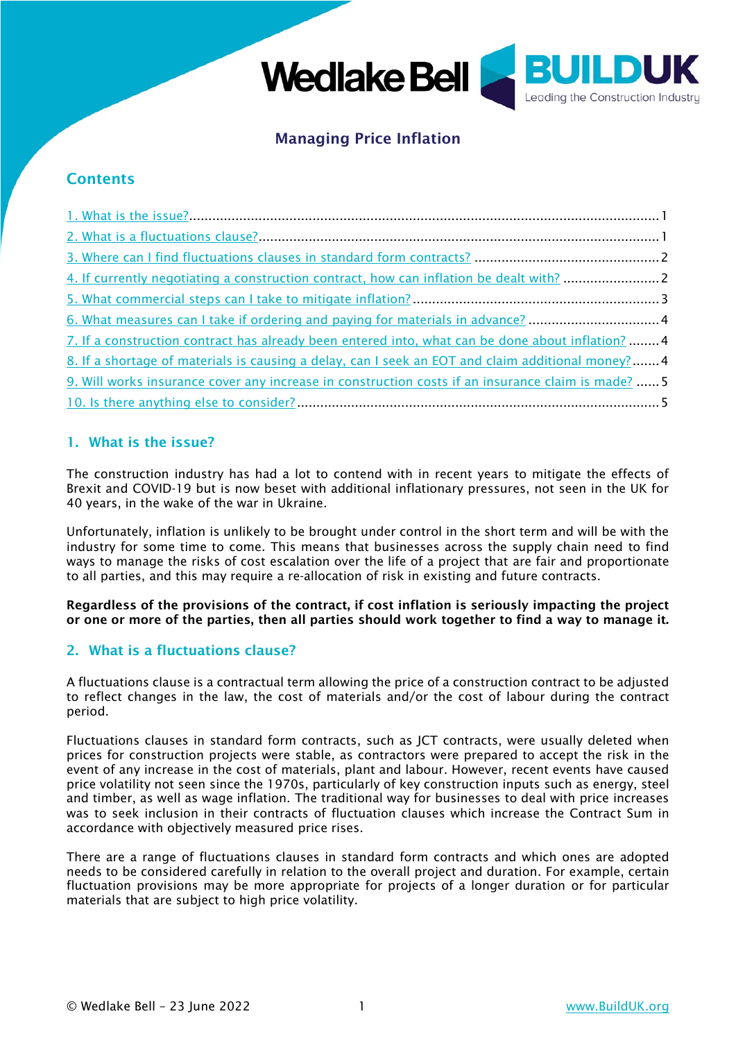# Managing Price Inflation

## Contents

1. What is the issue? ...... 1
2. What is a fluctuations clause? ...... 1
3. Where can I find fluctuations clauses in standard form contracts? ...... 2
4. If currently negotiating a construction contract, how can inflation be dealt with? ...... 2
5. What commercial steps can I take to mitigate inflation? ...... 3
6. What measures can I take if ordering and paying for materials in advance? ...... 4
7. If a construction contract has already been entered into, what can be done about inflation? ...... 4
8. If a shortage of materials is causing a delay, can I seek an EOT and claim additional money? ...... 4
9. Will works insurance cover any increase in construction costs if an insurance claim is made? ...... 5
10. Is there anything else to consider? ...... 5

## 1. What is the issue?

The construction industry has had a lot to contend with in recent years to mitigate the effects of Brexit and COVID-19 but is now beset with additional inflationary pressures, not seen in the UK for 40 years, in the wake of the war in Ukraine.

Unfortunately, inflation is unlikely to be brought under control in the short term and will be with the industry for some time to come. This means that businesses across the supply chain need to find ways to manage the risks of cost escalation over the life of a project that are fair and proportionate to all parties, and this may require a re-allocation of risk in existing and future contracts.

**Regardless of the provisions of the contract, if cost inflation is seriously impacting the project or one or more of the parties, then all parties should work together to find a way to manage it.**

## 2. What is a fluctuations clause?

A fluctuations clause is a contractual term allowing the price of a construction contract to be adjusted to reflect changes in the law, the cost of materials and/or the cost of labour during the contract period.

Fluctuations clauses in standard form contracts, such as JCT contracts, were usually deleted when prices for construction projects were stable, as contractors were prepared to accept the risk in the event of any increase in the cost of materials, plant and labour. However, recent events have caused price volatility not seen since the 1970s, particularly of key construction inputs such as energy, steel and timber, as well as wage inflation. The traditional way for businesses to deal with price increases was to seek inclusion in their contracts of fluctuation clauses which increase the Contract Sum in accordance with objectively measured price rises.

There are a range of fluctuations clauses in standard form contracts and which ones are adopted needs to be considered carefully in relation to the overall project and duration. For example, certain fluctuation provisions may be more appropriate for projects of a longer duration or for particular materials that are subject to high price volatility.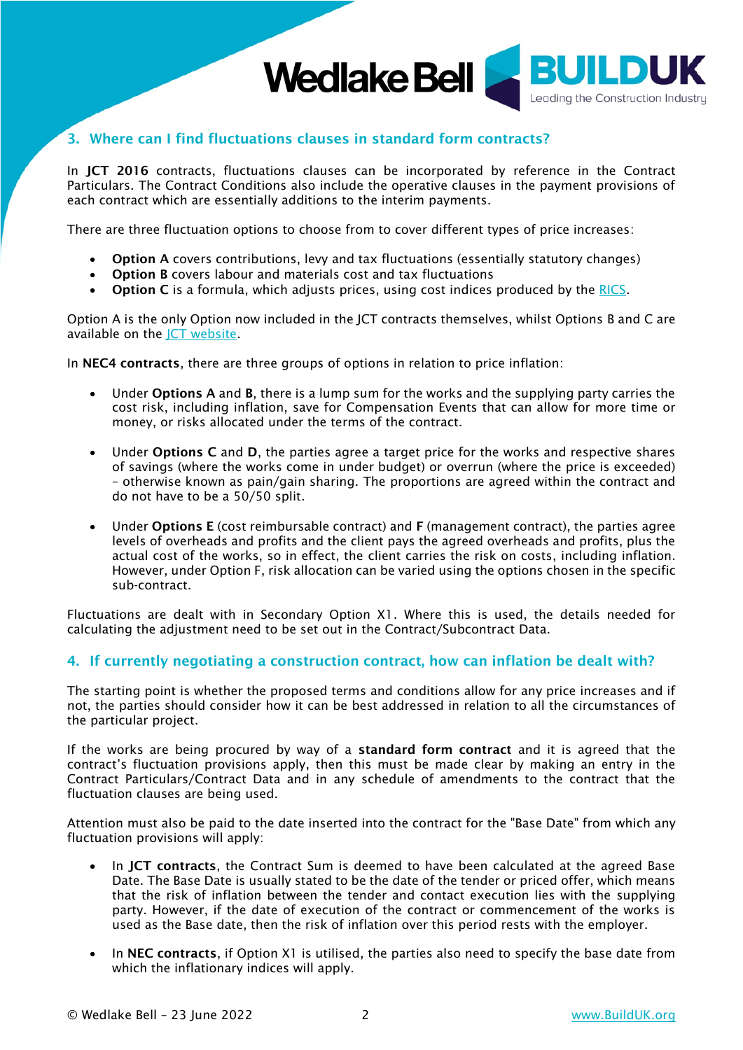## 3. Where can I find fluctuations clauses in standard form contracts?

In **JCT 2016** contracts, fluctuations clauses can be incorporated by reference in the Contract Particulars. The Contract Conditions also include the operative clauses in the payment provisions of each contract which are essentially additions to the interim payments.

There are three fluctuation options to choose from to cover different types of price increases:

- **Option A** covers contributions, levy and tax fluctuations (essentially statutory changes)
- **Option B** covers labour and materials cost and tax fluctuations
- **Option C** is a formula, which adjusts prices, using cost indices produced by the [RICS](https://www.rics.org).

Option A is the only Option now included in the JCT contracts themselves, whilst Options B and C are available on the [JCT website](https://www.jctltd.co.uk).

In **NEC4 contracts**, there are three groups of options in relation to price inflation:

- Under **Options A** and **B**, there is a lump sum for the works and the supplying party carries the cost risk, including inflation, save for Compensation Events that can allow for more time or money, or risks allocated under the terms of the contract.

- Under **Options C** and **D**, the parties agree a target price for the works and respective shares of savings (where the works come in under budget) or overrun (where the price is exceeded) – otherwise known as pain/gain sharing. The proportions are agreed within the contract and do not have to be a 50/50 split.

- Under **Options E** (cost reimbursable contract) and **F** (management contract), the parties agree levels of overheads and profits and the client pays the agreed overheads and profits, plus the actual cost of the works, so in effect, the client carries the risk on costs, including inflation. However, under Option F, risk allocation can be varied using the options chosen in the specific sub-contract.

Fluctuations are dealt with in Secondary Option X1. Where this is used, the details needed for calculating the adjustment need to be set out in the Contract/Subcontract Data.

## 4. If currently negotiating a construction contract, how can inflation be dealt with?

The starting point is whether the proposed terms and conditions allow for any price increases and if not, the parties should consider how it can be best addressed in relation to all the circumstances of the particular project.

If the works are being procured by way of a **standard form contract** and it is agreed that the contract's fluctuation provisions apply, then this must be made clear by making an entry in the Contract Particulars/Contract Data and in any schedule of amendments to the contract that the fluctuation clauses are being used.

Attention must also be paid to the date inserted into the contract for the "Base Date" from which any fluctuation provisions will apply:

- In **JCT contracts**, the Contract Sum is deemed to have been calculated at the agreed Base Date. The Base Date is usually stated to be the date of the tender or priced offer, which means that the risk of inflation between the tender and contact execution lies with the supplying party. However, if the date of execution of the contract or commencement of the works is used as the Base date, then the risk of inflation over this period rests with the employer.

- In **NEC contracts**, if Option X1 is utilised, the parties also need to specify the base date from which the inflationary indices will apply.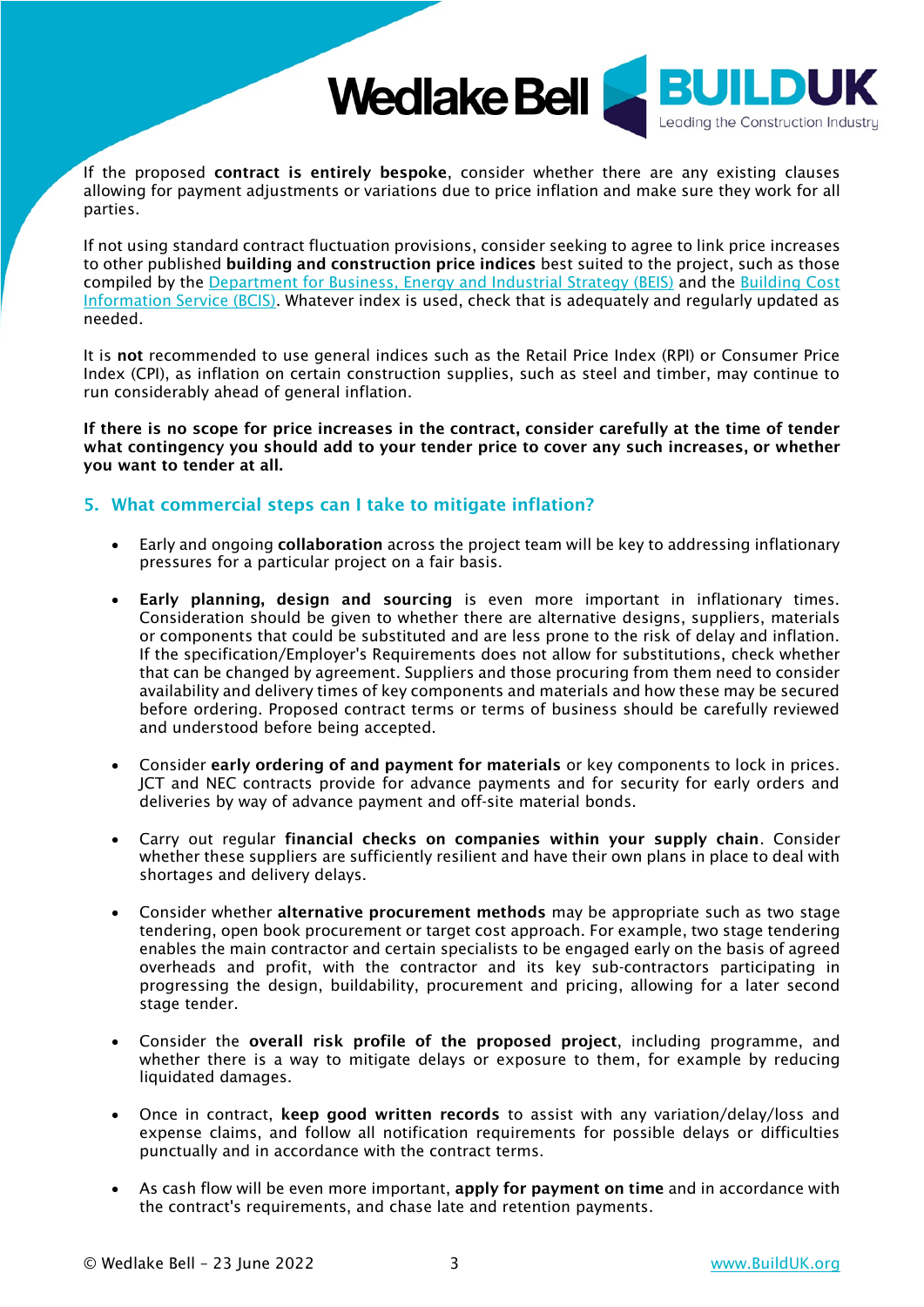If the proposed **contract is entirely bespoke**, consider whether there are any existing clauses allowing for payment adjustments or variations due to price inflation and make sure they work for all parties.

If not using standard contract fluctuation provisions, consider seeking to agree to link price increases to other published **building and construction price indices** best suited to the project, such as those compiled by the [Department for Business, Energy and Industrial Strategy (BEIS)]() and the [Building Cost Information Service (BCIS)](). Whatever index is used, check that is adequately and regularly updated as needed.

It is **not** recommended to use general indices such as the Retail Price Index (RPI) or Consumer Price Index (CPI), as inflation on certain construction supplies, such as steel and timber, may continue to run considerably ahead of general inflation.

**If there is no scope for price increases in the contract, consider carefully at the time of tender what contingency you should add to your tender price to cover any such increases, or whether you want to tender at all.**

## 5. What commercial steps can I take to mitigate inflation?

- Early and ongoing **collaboration** across the project team will be key to addressing inflationary pressures for a particular project on a fair basis.

- **Early planning, design and sourcing** is even more important in inflationary times. Consideration should be given to whether there are alternative designs, suppliers, materials or components that could be substituted and are less prone to the risk of delay and inflation. If the specification/Employer's Requirements does not allow for substitutions, check whether that can be changed by agreement. Suppliers and those procuring from them need to consider availability and delivery times of key components and materials and how these may be secured before ordering. Proposed contract terms or terms of business should be carefully reviewed and understood before being accepted.

- Consider **early ordering of and payment for materials** or key components to lock in prices. JCT and NEC contracts provide for advance payments and for security for early orders and deliveries by way of advance payment and off-site material bonds.

- Carry out regular **financial checks on companies within your supply chain**. Consider whether these suppliers are sufficiently resilient and have their own plans in place to deal with shortages and delivery delays.

- Consider whether **alternative procurement methods** may be appropriate such as two stage tendering, open book procurement or target cost approach. For example, two stage tendering enables the main contractor and certain specialists to be engaged early on the basis of agreed overheads and profit, with the contractor and its key sub-contractors participating in progressing the design, buildability, procurement and pricing, allowing for a later second stage tender.

- Consider the **overall risk profile of the proposed project**, including programme, and whether there is a way to mitigate delays or exposure to them, for example by reducing liquidated damages.

- Once in contract, **keep good written records** to assist with any variation/delay/loss and expense claims, and follow all notification requirements for possible delays or difficulties punctually and in accordance with the contract terms.

- As cash flow will be even more important, **apply for payment on time** and in accordance with the contract's requirements, and chase late and retention payments.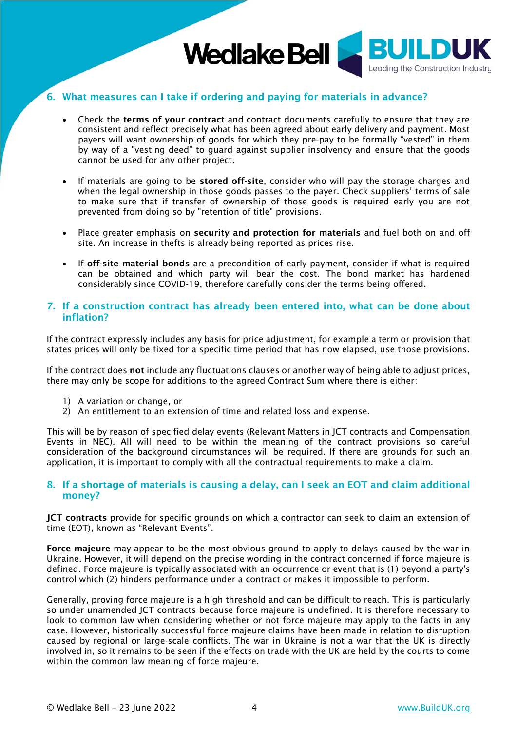## 6. What measures can I take if ordering and paying for materials in advance?

- Check the **terms of your contract** and contract documents carefully to ensure that they are consistent and reflect precisely what has been agreed about early delivery and payment. Most payers will want ownership of goods for which they pre-pay to be formally "vested" in them by way of a "vesting deed" to guard against supplier insolvency and ensure that the goods cannot be used for any other project.

- If materials are going to be **stored off-site**, consider who will pay the storage charges and when the legal ownership in those goods passes to the payer. Check suppliers' terms of sale to make sure that if transfer of ownership of those goods is required early you are not prevented from doing so by "retention of title" provisions.

- Place greater emphasis on **security and protection for materials** and fuel both on and off site. An increase in thefts is already being reported as prices rise.

- If **off-site material bonds** are a precondition of early payment, consider if what is required can be obtained and which party will bear the cost. The bond market has hardened considerably since COVID-19, therefore carefully consider the terms being offered.

## 7. If a construction contract has already been entered into, what can be done about inflation?

If the contract expressly includes any basis for price adjustment, for example a term or provision that states prices will only be fixed for a specific time period that has now elapsed, use those provisions.

If the contract does **not** include any fluctuations clauses or another way of being able to adjust prices, there may only be scope for additions to the agreed Contract Sum where there is either:

1) A variation or change, or
2) An entitlement to an extension of time and related loss and expense.

This will be by reason of specified delay events (Relevant Matters in JCT contracts and Compensation Events in NEC). All will need to be within the meaning of the contract provisions so careful consideration of the background circumstances will be required. If there are grounds for such an application, it is important to comply with all the contractual requirements to make a claim.

## 8. If a shortage of materials is causing a delay, can I seek an EOT and claim additional money?

**JCT contracts** provide for specific grounds on which a contractor can seek to claim an extension of time (EOT), known as "Relevant Events".

**Force majeure** may appear to be the most obvious ground to apply to delays caused by the war in Ukraine. However, it will depend on the precise wording in the contract concerned if force majeure is defined. Force majeure is typically associated with an occurrence or event that is (1) beyond a party's control which (2) hinders performance under a contract or makes it impossible to perform.

Generally, proving force majeure is a high threshold and can be difficult to reach. This is particularly so under unamended JCT contracts because force majeure is undefined. It is therefore necessary to look to common law when considering whether or not force majeure may apply to the facts in any case. However, historically successful force majeure claims have been made in relation to disruption caused by regional or large-scale conflicts. The war in Ukraine is not a war that the UK is directly involved in, so it remains to be seen if the effects on trade with the UK are held by the courts to come within the common law meaning of force majeure.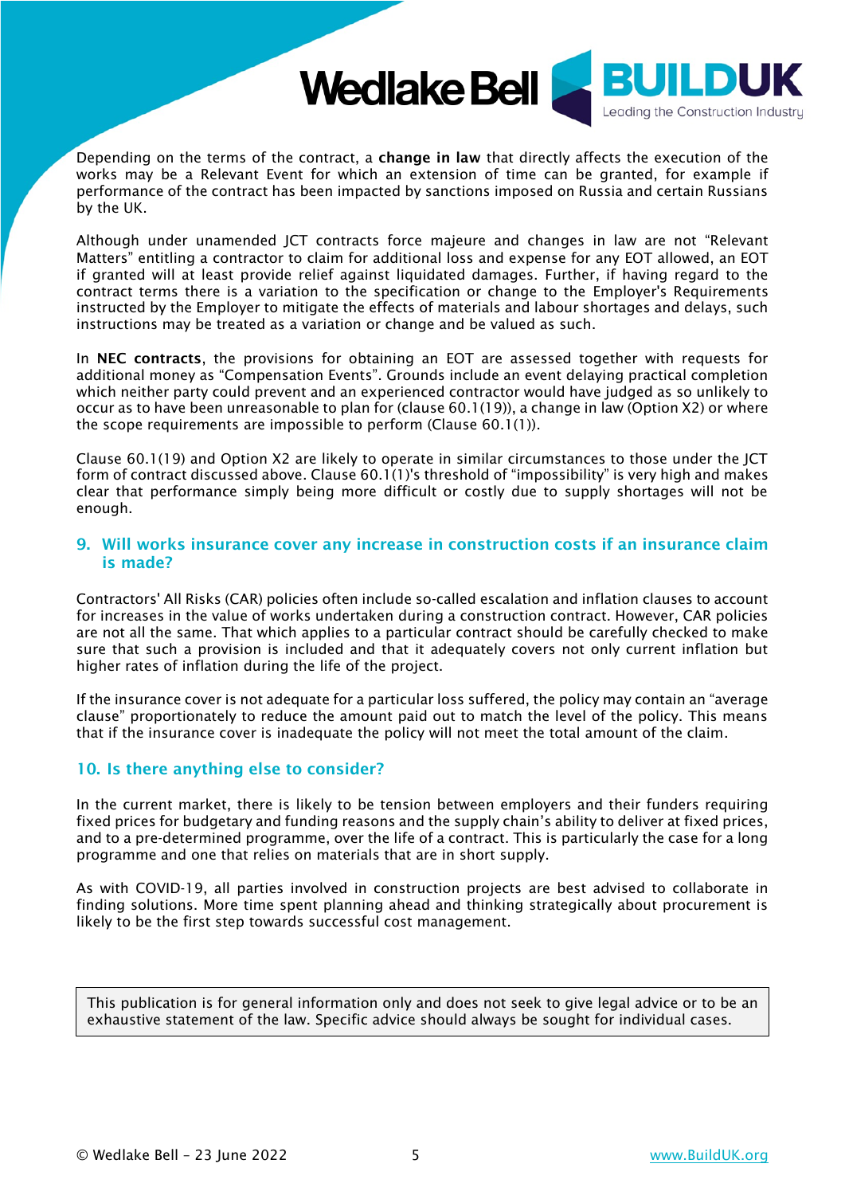Depending on the terms of the contract, a **change in law** that directly affects the execution of the works may be a Relevant Event for which an extension of time can be granted, for example if performance of the contract has been impacted by sanctions imposed on Russia and certain Russians by the UK.

Although under unamended JCT contracts force majeure and changes in law are not "Relevant Matters" entitling a contractor to claim for additional loss and expense for any EOT allowed, an EOT if granted will at least provide relief against liquidated damages. Further, if having regard to the contract terms there is a variation to the specification or change to the Employer's Requirements instructed by the Employer to mitigate the effects of materials and labour shortages and delays, such instructions may be treated as a variation or change and be valued as such.

In **NEC contracts**, the provisions for obtaining an EOT are assessed together with requests for additional money as "Compensation Events". Grounds include an event delaying practical completion which neither party could prevent and an experienced contractor would have judged as so unlikely to occur as to have been unreasonable to plan for (clause 60.1(19)), a change in law (Option X2) or where the scope requirements are impossible to perform (Clause 60.1(1)).

Clause 60.1(19) and Option X2 are likely to operate in similar circumstances to those under the JCT form of contract discussed above. Clause 60.1(1)'s threshold of "impossibility" is very high and makes clear that performance simply being more difficult or costly due to supply shortages will not be enough.

## 9. Will works insurance cover any increase in construction costs if an insurance claim is made?

Contractors' All Risks (CAR) policies often include so-called escalation and inflation clauses to account for increases in the value of works undertaken during a construction contract. However, CAR policies are not all the same. That which applies to a particular contract should be carefully checked to make sure that such a provision is included and that it adequately covers not only current inflation but higher rates of inflation during the life of the project.

If the insurance cover is not adequate for a particular loss suffered, the policy may contain an "average clause" proportionately to reduce the amount paid out to match the level of the policy. This means that if the insurance cover is inadequate the policy will not meet the total amount of the claim.

## 10. Is there anything else to consider?

In the current market, there is likely to be tension between employers and their funders requiring fixed prices for budgetary and funding reasons and the supply chain's ability to deliver at fixed prices, and to a pre-determined programme, over the life of a contract. This is particularly the case for a long programme and one that relies on materials that are in short supply.

As with COVID-19, all parties involved in construction projects are best advised to collaborate in finding solutions. More time spent planning ahead and thinking strategically about procurement is likely to be the first step towards successful cost management.

This publication is for general information only and does not seek to give legal advice or to be an exhaustive statement of the law. Specific advice should always be sought for individual cases.

© Wedlake Bell – 23 June 2022

www.BuildUK.org